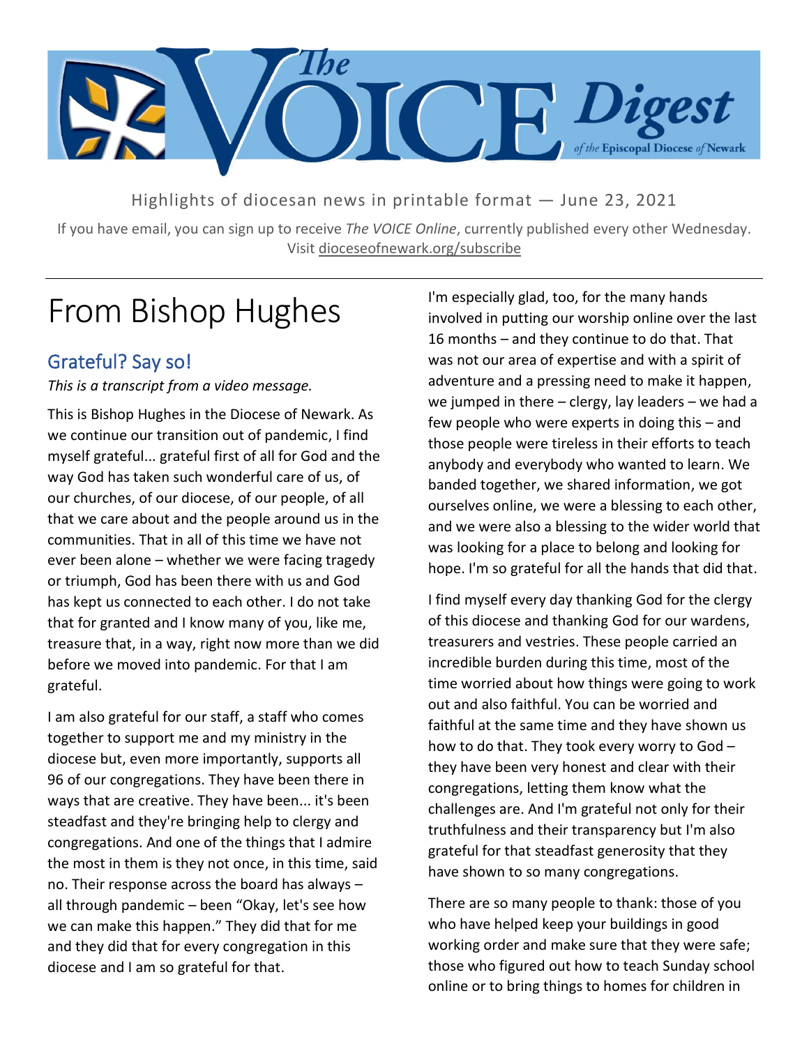# The VOICE Digest of the Episcopal Diocese of Newark

Highlights of diocesan news in printable format — June 23, 2021

If you have email, you can sign up to receive *The VOICE Online*, currently published every other Wednesday. Visit dioceseofnewark.org/subscribe

# From Bishop Hughes

## Grateful? Say so!

*This is a transcript from a video message.*

This is Bishop Hughes in the Diocese of Newark. As we continue our transition out of pandemic, I find myself grateful... grateful first of all for God and the way God has taken such wonderful care of us, of our churches, of our diocese, of our people, of all that we care about and the people around us in the communities. That in all of this time we have not ever been alone – whether we were facing tragedy or triumph, God has been there with us and God has kept us connected to each other. I do not take that for granted and I know many of you, like me, treasure that, in a way, right now more than we did before we moved into pandemic. For that I am grateful.

I am also grateful for our staff, a staff who comes together to support me and my ministry in the diocese but, even more importantly, supports all 96 of our congregations. They have been there in ways that are creative. They have been... it's been steadfast and they're bringing help to clergy and congregations. And one of the things that I admire the most in them is they not once, in this time, said no. Their response across the board has always – all through pandemic – been "Okay, let's see how we can make this happen." They did that for me and they did that for every congregation in this diocese and I am so grateful for that.

I'm especially glad, too, for the many hands involved in putting our worship online over the last 16 months – and they continue to do that. That was not our area of expertise and with a spirit of adventure and a pressing need to make it happen, we jumped in there – clergy, lay leaders – we had a few people who were experts in doing this – and those people were tireless in their efforts to teach anybody and everybody who wanted to learn. We banded together, we shared information, we got ourselves online, we were a blessing to each other, and we were also a blessing to the wider world that was looking for a place to belong and looking for hope. I'm so grateful for all the hands that did that.

I find myself every day thanking God for the clergy of this diocese and thanking God for our wardens, treasurers and vestries. These people carried an incredible burden during this time, most of the time worried about how things were going to work out and also faithful. You can be worried and faithful at the same time and they have shown us how to do that. They took every worry to God – they have been very honest and clear with their congregations, letting them know what the challenges are. And I'm grateful not only for their truthfulness and their transparency but I'm also grateful for that steadfast generosity that they have shown to so many congregations.

There are so many people to thank: those of you who have helped keep your buildings in good working order and make sure that they were safe; those who figured out how to teach Sunday school online or to bring things to homes for children in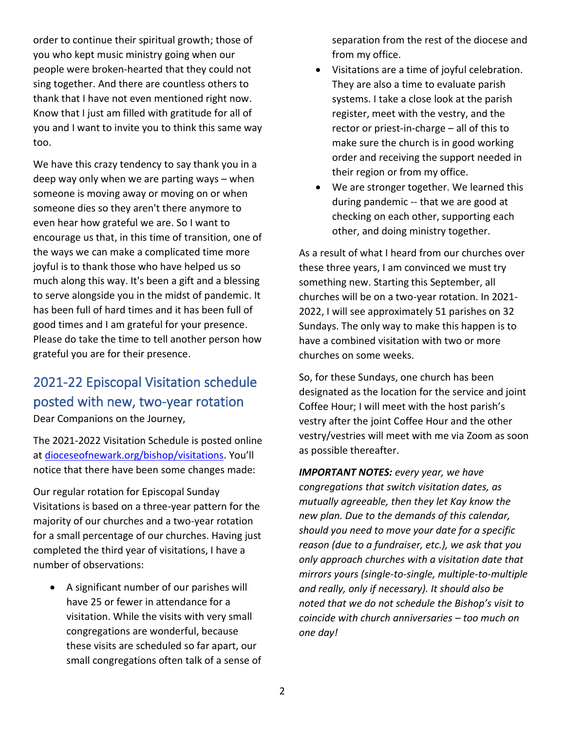order to continue their spiritual growth; those of you who kept music ministry going when our people were broken-hearted that they could not sing together. And there are countless others to thank that I have not even mentioned right now. Know that I just am filled with gratitude for all of you and I want to invite you to think this same way too.

We have this crazy tendency to say thank you in a deep way only when we are parting ways – when someone is moving away or moving on or when someone dies so they aren't there anymore to even hear how grateful we are. So I want to encourage us that, in this time of transition, one of the ways we can make a complicated time more joyful is to thank those who have helped us so much along this way. It's been a gift and a blessing to serve alongside you in the midst of pandemic. It has been full of hard times and it has been full of good times and I am grateful for your presence. Please do take the time to tell another person how grateful you are for their presence.

## 2021-22 Episcopal Visitation schedule posted with new, two-year rotation

Dear Companions on the Journey,

The 2021-2022 Visitation Schedule is posted online at [dioceseofnewark.org/bishop/visitations](dioceseofnewark.org/bishop/visitations). You'll notice that there have been some changes made:

Our regular rotation for Episcopal Sunday Visitations is based on a three-year pattern for the majority of our churches and a two-year rotation for a small percentage of our churches. Having just completed the third year of visitations, I have a number of observations:

- A significant number of our parishes will have 25 or fewer in attendance for a visitation. While the visits with very small congregations are wonderful, because these visits are scheduled so far apart, our small congregations often talk of a sense of separation from the rest of the diocese and from my office.
- Visitations are a time of joyful celebration. They are also a time to evaluate parish systems. I take a close look at the parish register, meet with the vestry, and the rector or priest-in-charge – all of this to make sure the church is in good working order and receiving the support needed in their region or from my office.
- We are stronger together. We learned this during pandemic -- that we are good at checking on each other, supporting each other, and doing ministry together.

As a result of what I heard from our churches over these three years, I am convinced we must try something new. Starting this September, all churches will be on a two-year rotation. In 2021-2022, I will see approximately 51 parishes on 32 Sundays. The only way to make this happen is to have a combined visitation with two or more churches on some weeks.

So, for these Sundays, one church has been designated as the location for the service and joint Coffee Hour; I will meet with the host parish's vestry after the joint Coffee Hour and the other vestry/vestries will meet with me via Zoom as soon as possible thereafter.

***IMPORTANT NOTES:*** *every year, we have congregations that switch visitation dates, as mutually agreeable, then they let Kay know the new plan. Due to the demands of this calendar, should you need to move your date for a specific reason (due to a fundraiser, etc.), we ask that you only approach churches with a visitation date that mirrors yours (single-to-single, multiple-to-multiple and really, only if necessary). It should also be noted that we do not schedule the Bishop's visit to coincide with church anniversaries – too much on one day!*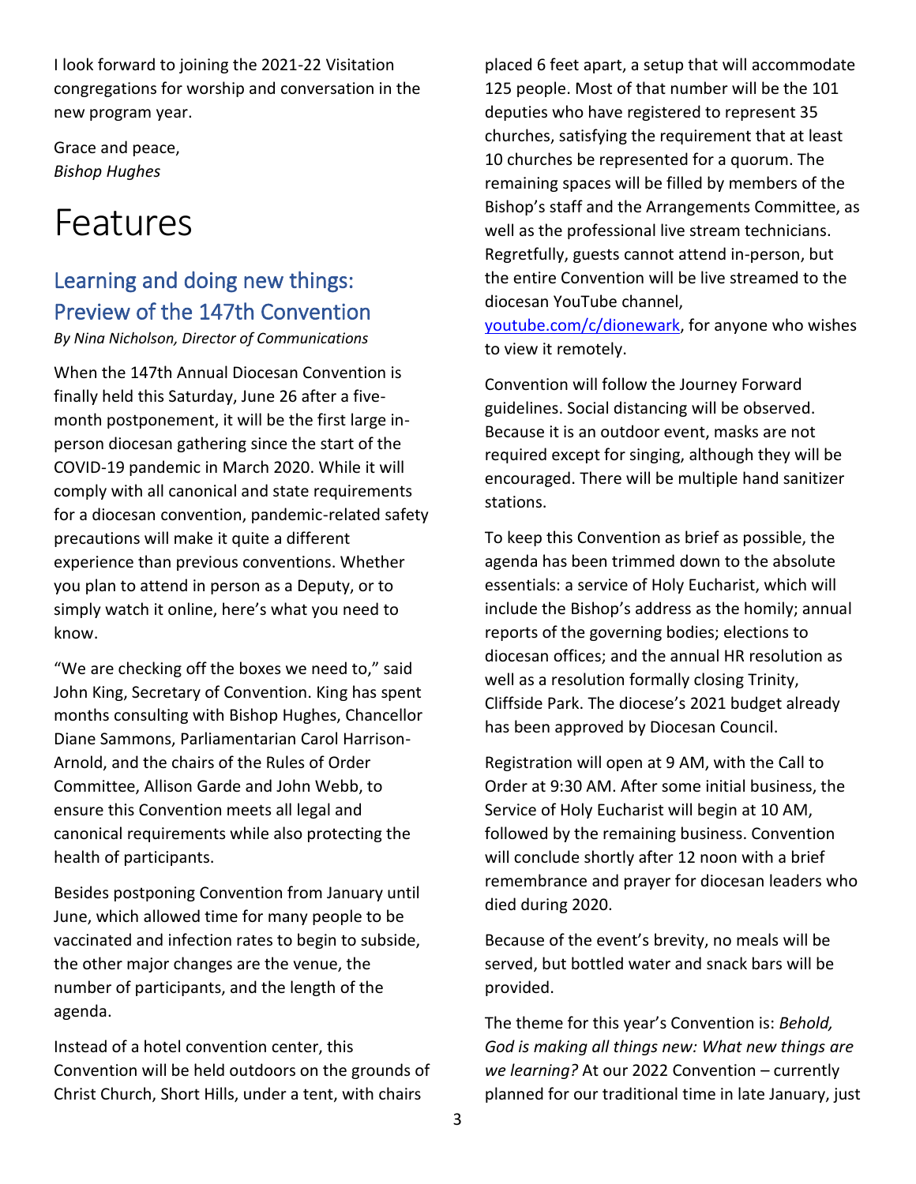I look forward to joining the 2021-22 Visitation congregations for worship and conversation in the new program year.

Grace and peace,
*Bishop Hughes*

# Features

## Learning and doing new things: Preview of the 147th Convention

*By Nina Nicholson, Director of Communications*

When the 147th Annual Diocesan Convention is finally held this Saturday, June 26 after a five-month postponement, it will be the first large in-person diocesan gathering since the start of the COVID-19 pandemic in March 2020. While it will comply with all canonical and state requirements for a diocesan convention, pandemic-related safety precautions will make it quite a different experience than previous conventions. Whether you plan to attend in person as a Deputy, or to simply watch it online, here's what you need to know.

"We are checking off the boxes we need to," said John King, Secretary of Convention. King has spent months consulting with Bishop Hughes, Chancellor Diane Sammons, Parliamentarian Carol Harrison-Arnold, and the chairs of the Rules of Order Committee, Allison Garde and John Webb, to ensure this Convention meets all legal and canonical requirements while also protecting the health of participants.

Besides postponing Convention from January until June, which allowed time for many people to be vaccinated and infection rates to begin to subside, the other major changes are the venue, the number of participants, and the length of the agenda.

Instead of a hotel convention center, this Convention will be held outdoors on the grounds of Christ Church, Short Hills, under a tent, with chairs placed 6 feet apart, a setup that will accommodate 125 people. Most of that number will be the 101 deputies who have registered to represent 35 churches, satisfying the requirement that at least 10 churches be represented for a quorum. The remaining spaces will be filled by members of the Bishop's staff and the Arrangements Committee, as well as the professional live stream technicians. Regretfully, guests cannot attend in-person, but the entire Convention will be live streamed to the diocesan YouTube channel, [youtube.com/c/dionewark](https://youtube.com/c/dionewark), for anyone who wishes to view it remotely.

Convention will follow the Journey Forward guidelines. Social distancing will be observed. Because it is an outdoor event, masks are not required except for singing, although they will be encouraged. There will be multiple hand sanitizer stations.

To keep this Convention as brief as possible, the agenda has been trimmed down to the absolute essentials: a service of Holy Eucharist, which will include the Bishop's address as the homily; annual reports of the governing bodies; elections to diocesan offices; and the annual HR resolution as well as a resolution formally closing Trinity, Cliffside Park. The diocese's 2021 budget already has been approved by Diocesan Council.

Registration will open at 9 AM, with the Call to Order at 9:30 AM. After some initial business, the Service of Holy Eucharist will begin at 10 AM, followed by the remaining business. Convention will conclude shortly after 12 noon with a brief remembrance and prayer for diocesan leaders who died during 2020.

Because of the event's brevity, no meals will be served, but bottled water and snack bars will be provided.

The theme for this year's Convention is: *Behold, God is making all things new: What new things are we learning?* At our 2022 Convention – currently planned for our traditional time in late January, just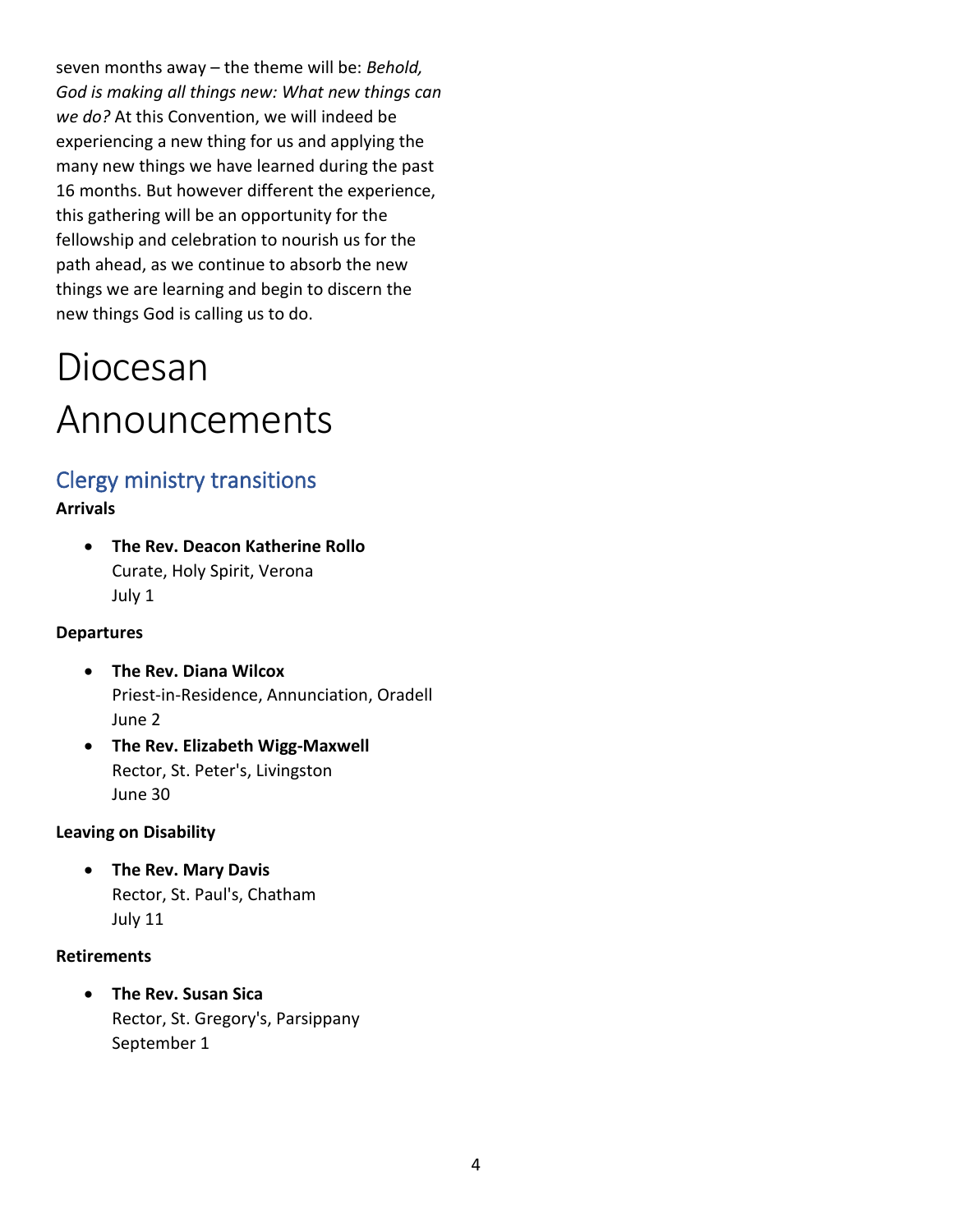seven months away – the theme will be: *Behold, God is making all things new: What new things can we do?* At this Convention, we will indeed be experiencing a new thing for us and applying the many new things we have learned during the past 16 months. But however different the experience, this gathering will be an opportunity for the fellowship and celebration to nourish us for the path ahead, as we continue to absorb the new things we are learning and begin to discern the new things God is calling us to do.

# Diocesan Announcements

## Clergy ministry transitions

**Arrivals**

- **The Rev. Deacon Katherine Rollo**
  Curate, Holy Spirit, Verona
  July 1

**Departures**

- **The Rev. Diana Wilcox**
  Priest-in-Residence, Annunciation, Oradell
  June 2
- **The Rev. Elizabeth Wigg-Maxwell**
  Rector, St. Peter's, Livingston
  June 30

**Leaving on Disability**

- **The Rev. Mary Davis**
  Rector, St. Paul's, Chatham
  July 11

**Retirements**

- **The Rev. Susan Sica**
  Rector, St. Gregory's, Parsippany
  September 1